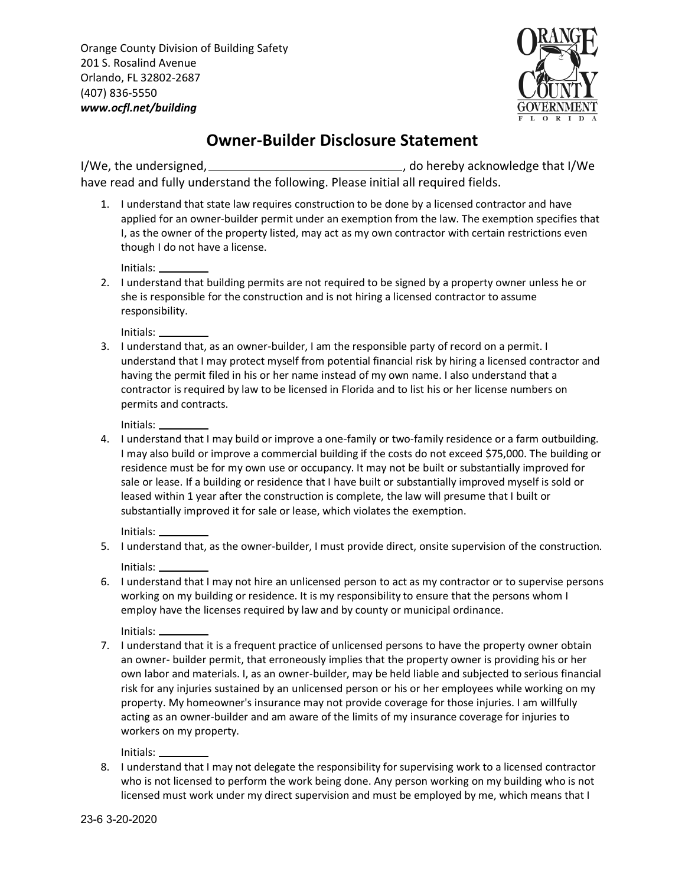Orange County Division of Building Safety
201 S. Rosalind Avenue
Orlando, FL 32802-2687
(407) 836-5550
***www.ocfl.net/building***

# Owner-Builder Disclosure Statement

I/We, the undersigned, ______________________________, do hereby acknowledge that I/We have read and fully understand the following. Please initial all required fields.

1. I understand that state law requires construction to be done by a licensed contractor and have applied for an owner-builder permit under an exemption from the law. The exemption specifies that I, as the owner of the property listed, may act as my own contractor with certain restrictions even though I do not have a license.

   Initials: ________

2. I understand that building permits are not required to be signed by a property owner unless he or she is responsible for the construction and is not hiring a licensed contractor to assume responsibility.

   Initials: ________

3. I understand that, as an owner-builder, I am the responsible party of record on a permit. I understand that I may protect myself from potential financial risk by hiring a licensed contractor and having the permit filed in his or her name instead of my own name. I also understand that a contractor is required by law to be licensed in Florida and to list his or her license numbers on permits and contracts.

   Initials: ________

4. I understand that I may build or improve a one-family or two-family residence or a farm outbuilding. I may also build or improve a commercial building if the costs do not exceed $75,000. The building or residence must be for my own use or occupancy. It may not be built or substantially improved for sale or lease. If a building or residence that I have built or substantially improved myself is sold or leased within 1 year after the construction is complete, the law will presume that I built or substantially improved it for sale or lease, which violates the exemption.

   Initials: ________

5. I understand that, as the owner-builder, I must provide direct, onsite supervision of the construction.

   Initials: ________

6. I understand that I may not hire an unlicensed person to act as my contractor or to supervise persons working on my building or residence. It is my responsibility to ensure that the persons whom I employ have the licenses required by law and by county or municipal ordinance.

   Initials: ________

7. I understand that it is a frequent practice of unlicensed persons to have the property owner obtain an owner- builder permit, that erroneously implies that the property owner is providing his or her own labor and materials. I, as an owner-builder, may be held liable and subjected to serious financial risk for any injuries sustained by an unlicensed person or his or her employees while working on my property. My homeowner's insurance may not provide coverage for those injuries. I am willfully acting as an owner-builder and am aware of the limits of my insurance coverage for injuries to workers on my property.

   Initials: ________

8. I understand that I may not delegate the responsibility for supervising work to a licensed contractor who is not licensed to perform the work being done. Any person working on my building who is not licensed must work under my direct supervision and must be employed by me, which means that I

23-6 3-20-2020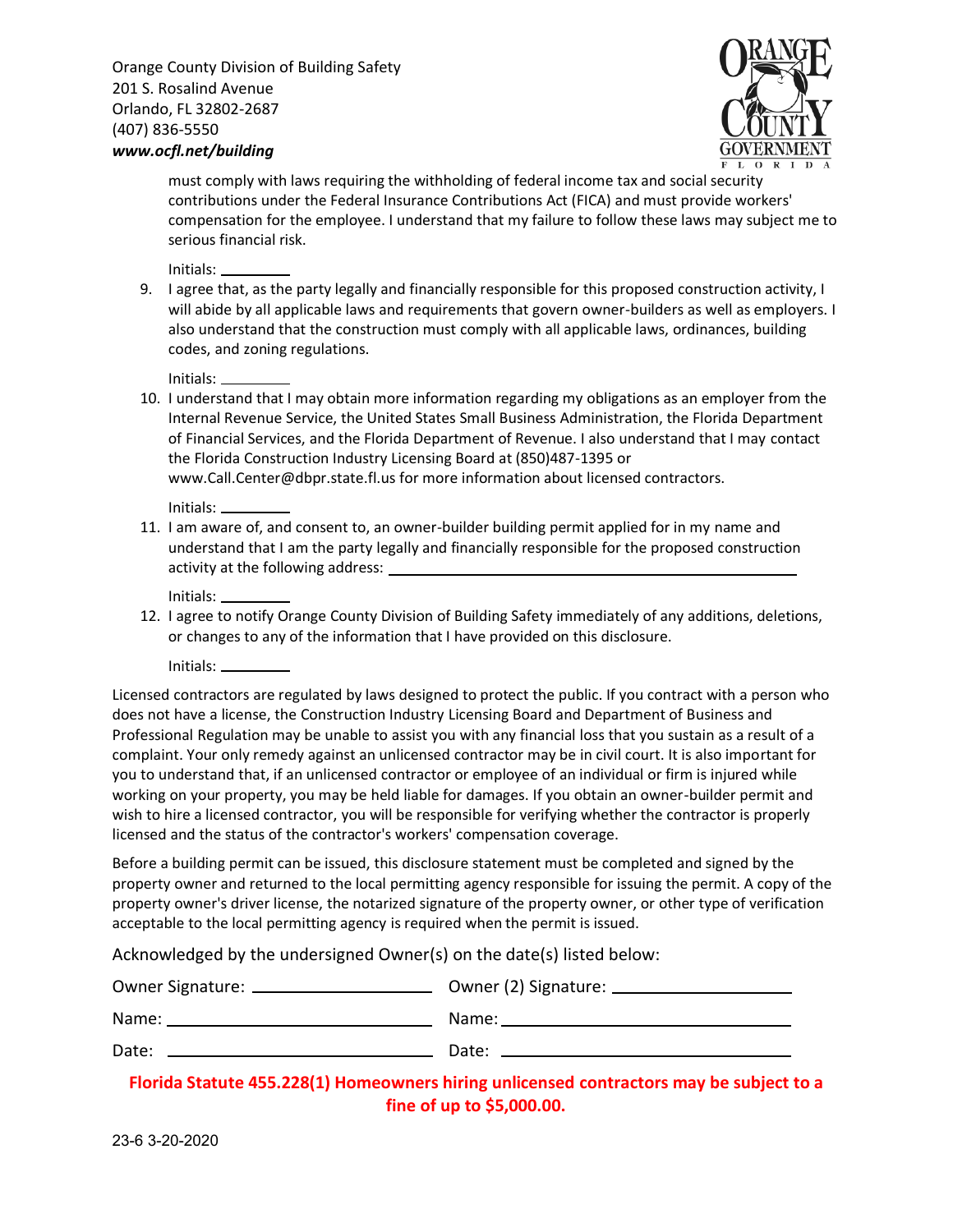Orange County Division of Building Safety
201 S. Rosalind Avenue
Orlando, FL 32802-2687
(407) 836-5550
***www.ocfl.net/building***

must comply with laws requiring the withholding of federal income tax and social security contributions under the Federal Insurance Contributions Act (FICA) and must provide workers' compensation for the employee. I understand that my failure to follow these laws may subject me to serious financial risk.

Initials: ________

9. I agree that, as the party legally and financially responsible for this proposed construction activity, I will abide by all applicable laws and requirements that govern owner-builders as well as employers. I also understand that the construction must comply with all applicable laws, ordinances, building codes, and zoning regulations.

   Initials: ________

10. I understand that I may obtain more information regarding my obligations as an employer from the Internal Revenue Service, the United States Small Business Administration, the Florida Department of Financial Services, and the Florida Department of Revenue. I also understand that I may contact the Florida Construction Industry Licensing Board at (850)487-1395 or www.Call.Center@dbpr.state.fl.us for more information about licensed contractors.

    Initials: ________

11. I am aware of, and consent to, an owner-builder building permit applied for in my name and understand that I am the party legally and financially responsible for the proposed construction activity at the following address: ______________________________

    Initials: ________

12. I agree to notify Orange County Division of Building Safety immediately of any additions, deletions, or changes to any of the information that I have provided on this disclosure.

    Initials: ________

Licensed contractors are regulated by laws designed to protect the public. If you contract with a person who does not have a license, the Construction Industry Licensing Board and Department of Business and Professional Regulation may be unable to assist you with any financial loss that you sustain as a result of a complaint. Your only remedy against an unlicensed contractor may be in civil court. It is also important for you to understand that, if an unlicensed contractor or employee of an individual or firm is injured while working on your property, you may be held liable for damages. If you obtain an owner-builder permit and wish to hire a licensed contractor, you will be responsible for verifying whether the contractor is properly licensed and the status of the contractor's workers' compensation coverage.

Before a building permit can be issued, this disclosure statement must be completed and signed by the property owner and returned to the local permitting agency responsible for issuing the permit. A copy of the property owner's driver license, the notarized signature of the property owner, or other type of verification acceptable to the local permitting agency is required when the permit is issued.

Acknowledged by the undersigned Owner(s) on the date(s) listed below:

| | |
|---|---|
| Owner Signature: ____________________ | Owner (2) Signature: ____________________ |
| Name: ____________________ | Name: ____________________ |
| Date: ____________________ | Date: ____________________ |

**Florida Statute 455.228(1) Homeowners hiring unlicensed contractors may be subject to a fine of up to $5,000.00.**

23-6 3-20-2020